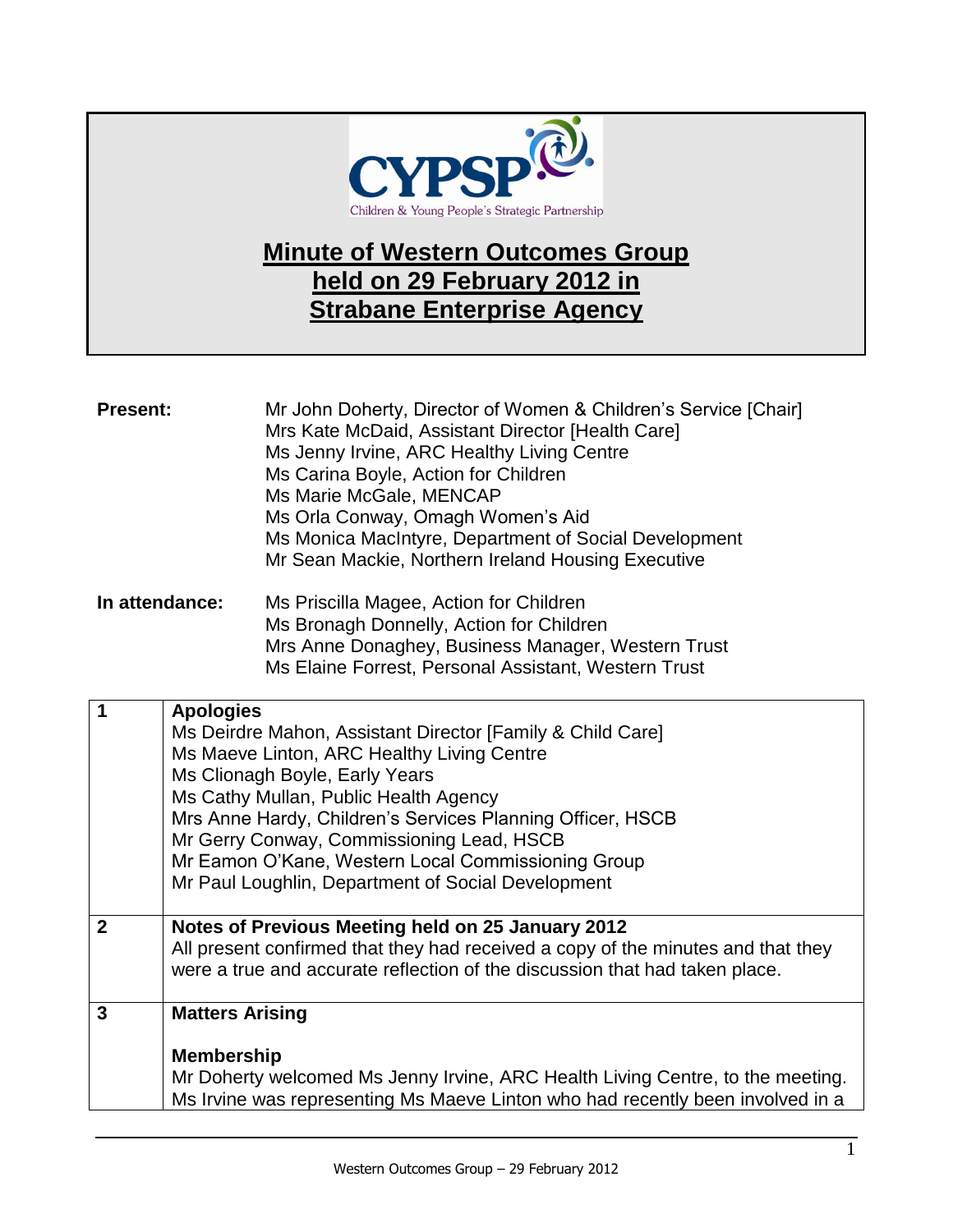# Minute of Western Outcomes Group held on 29 February 2012 in Strabane Enterprise Agency

**Present:**

Mr John Doherty, Director of Women & Children's Service [Chair]
Mrs Kate McDaid, Assistant Director [Health Care]
Ms Jenny Irvine, ARC Healthy Living Centre
Ms Carina Boyle, Action for Children
Ms Marie McGale, MENCAP
Ms Orla Conway, Omagh Women's Aid
Ms Monica MacIntyre, Department of Social Development
Mr Sean Mackie, Northern Ireland Housing Executive

**In attendance:**

Ms Priscilla Magee, Action for Children
Ms Bronagh Donnelly, Action for Children
Mrs Anne Donaghey, Business Manager, Western Trust
Ms Elaine Forrest, Personal Assistant, Western Trust

| | |
|---|---|
| **1** | **Apologies**<br>Ms Deirdre Mahon, Assistant Director [Family & Child Care]<br>Ms Maeve Linton, ARC Healthy Living Centre<br>Ms Clionagh Boyle, Early Years<br>Ms Cathy Mullan, Public Health Agency<br>Mrs Anne Hardy, Children's Services Planning Officer, HSCB<br>Mr Gerry Conway, Commissioning Lead, HSCB<br>Mr Eamon O'Kane, Western Local Commissioning Group<br>Mr Paul Loughlin, Department of Social Development |
| **2** | **Notes of Previous Meeting held on 25 January 2012**<br>All present confirmed that they had received a copy of the minutes and that they were a true and accurate reflection of the discussion that had taken place. |
| **3** | **Matters Arising**<br><br>**Membership**<br>Mr Doherty welcomed Ms Jenny Irvine, ARC Health Living Centre, to the meeting. Ms Irvine was representing Ms Maeve Linton who had recently been involved in a |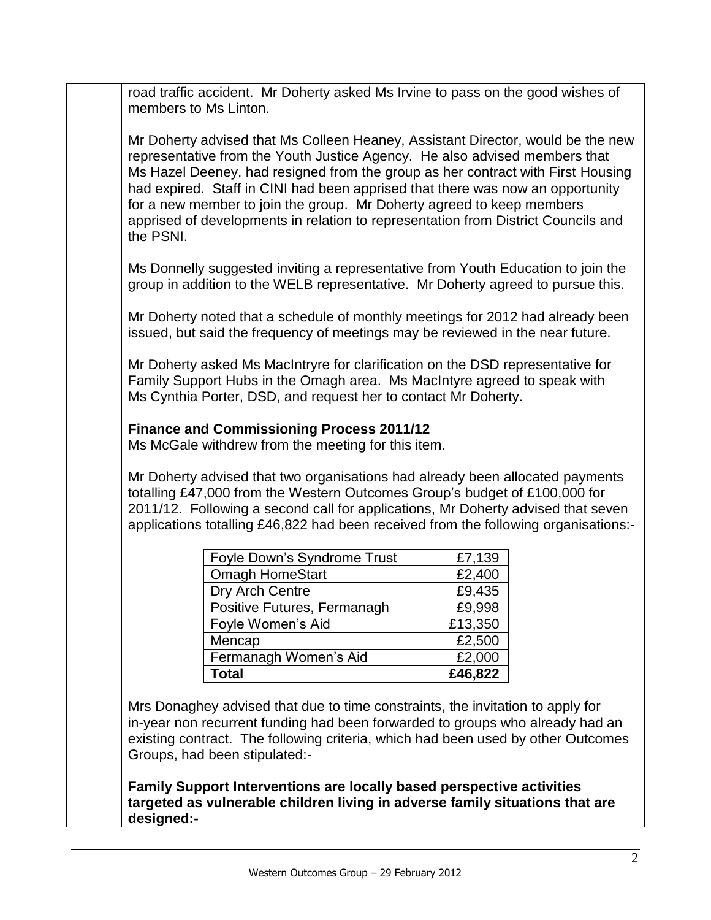road traffic accident. Mr Doherty asked Ms Irvine to pass on the good wishes of members to Ms Linton.

Mr Doherty advised that Ms Colleen Heaney, Assistant Director, would be the new representative from the Youth Justice Agency. He also advised members that Ms Hazel Deeney, had resigned from the group as her contract with First Housing had expired. Staff in CINI had been apprised that there was now an opportunity for a new member to join the group. Mr Doherty agreed to keep members apprised of developments in relation to representation from District Councils and the PSNI.

Ms Donnelly suggested inviting a representative from Youth Education to join the group in addition to the WELB representative. Mr Doherty agreed to pursue this.

Mr Doherty noted that a schedule of monthly meetings for 2012 had already been issued, but said the frequency of meetings may be reviewed in the near future.

Mr Doherty asked Ms MacIntryre for clarification on the DSD representative for Family Support Hubs in the Omagh area. Ms MacIntyre agreed to speak with Ms Cynthia Porter, DSD, and request her to contact Mr Doherty.

**Finance and Commissioning Process 2011/12**

Ms McGale withdrew from the meeting for this item.

Mr Doherty advised that two organisations had already been allocated payments totalling £47,000 from the Western Outcomes Group's budget of £100,000 for 2011/12. Following a second call for applications, Mr Doherty advised that seven applications totalling £46,822 had been received from the following organisations:-

| Organisation | Amount |
|---|---|
| Foyle Down's Syndrome Trust | £7,139 |
| Omagh HomeStart | £2,400 |
| Dry Arch Centre | £9,435 |
| Positive Futures, Fermanagh | £9,998 |
| Foyle Women's Aid | £13,350 |
| Mencap | £2,500 |
| Fermanagh Women's Aid | £2,000 |
| **Total** | **£46,822** |

Mrs Donaghey advised that due to time constraints, the invitation to apply for in-year non recurrent funding had been forwarded to groups who already had an existing contract. The following criteria, which had been used by other Outcomes Groups, had been stipulated:-

**Family Support Interventions are locally based perspective activities targeted as vulnerable children living in adverse family situations that are designed:-**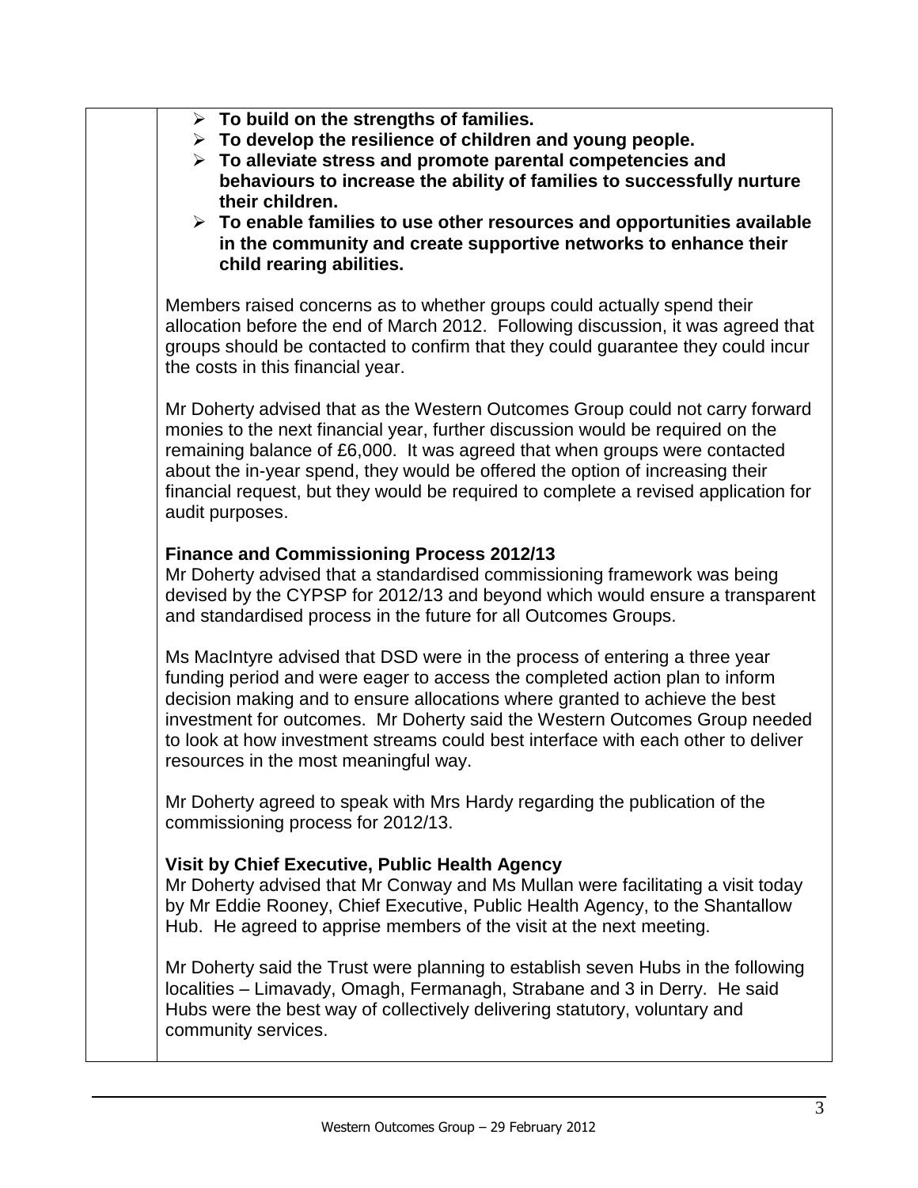- **To build on the strengths of families.**
- **To develop the resilience of children and young people.**
- **To alleviate stress and promote parental competencies and behaviours to increase the ability of families to successfully nurture their children.**
- **To enable families to use other resources and opportunities available in the community and create supportive networks to enhance their child rearing abilities.**

Members raised concerns as to whether groups could actually spend their allocation before the end of March 2012. Following discussion, it was agreed that groups should be contacted to confirm that they could guarantee they could incur the costs in this financial year.

Mr Doherty advised that as the Western Outcomes Group could not carry forward monies to the next financial year, further discussion would be required on the remaining balance of £6,000. It was agreed that when groups were contacted about the in-year spend, they would be offered the option of increasing their financial request, but they would be required to complete a revised application for audit purposes.

**Finance and Commissioning Process 2012/13**

Mr Doherty advised that a standardised commissioning framework was being devised by the CYPSP for 2012/13 and beyond which would ensure a transparent and standardised process in the future for all Outcomes Groups.

Ms MacIntyre advised that DSD were in the process of entering a three year funding period and were eager to access the completed action plan to inform decision making and to ensure allocations where granted to achieve the best investment for outcomes. Mr Doherty said the Western Outcomes Group needed to look at how investment streams could best interface with each other to deliver resources in the most meaningful way.

Mr Doherty agreed to speak with Mrs Hardy regarding the publication of the commissioning process for 2012/13.

**Visit by Chief Executive, Public Health Agency**

Mr Doherty advised that Mr Conway and Ms Mullan were facilitating a visit today by Mr Eddie Rooney, Chief Executive, Public Health Agency, to the Shantallow Hub. He agreed to apprise members of the visit at the next meeting.

Mr Doherty said the Trust were planning to establish seven Hubs in the following localities – Limavady, Omagh, Fermanagh, Strabane and 3 in Derry. He said Hubs were the best way of collectively delivering statutory, voluntary and community services.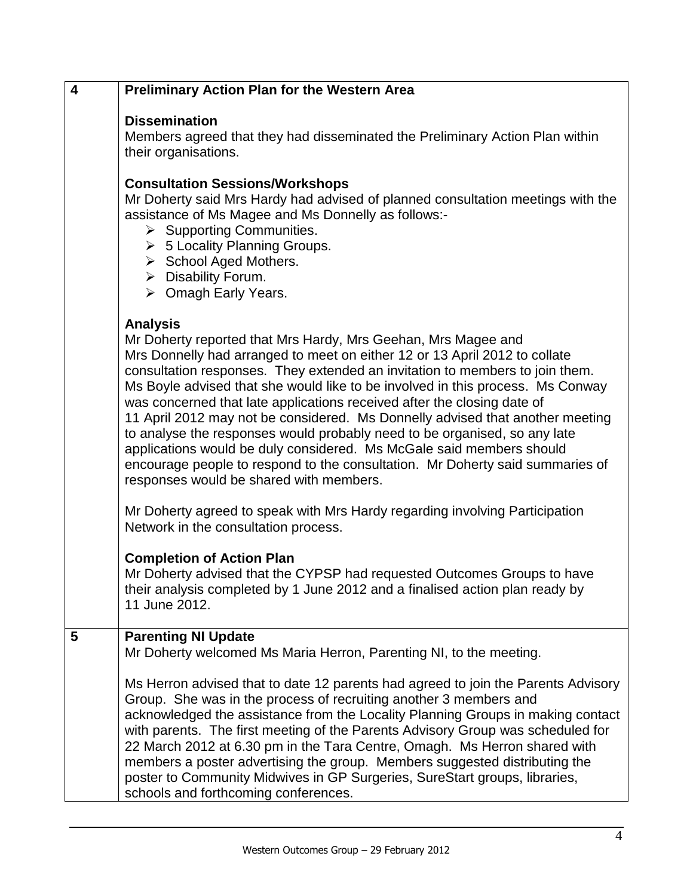| | |
|---|---|
| **4** | **Preliminary Action Plan for the Western Area**<br><br>**Dissemination**<br>Members agreed that they had disseminated the Preliminary Action Plan within their organisations.<br><br>**Consultation Sessions/Workshops**<br>Mr Doherty said Mrs Hardy had advised of planned consultation meetings with the assistance of Ms Magee and Ms Donnelly as follows:-<br>➢ Supporting Communities.<br>➢ 5 Locality Planning Groups.<br>➢ School Aged Mothers.<br>➢ Disability Forum.<br>➢ Omagh Early Years.<br><br>**Analysis**<br>Mr Doherty reported that Mrs Hardy, Mrs Geehan, Mrs Magee and Mrs Donnelly had arranged to meet on either 12 or 13 April 2012 to collate consultation responses. They extended an invitation to members to join them. Ms Boyle advised that she would like to be involved in this process. Ms Conway was concerned that late applications received after the closing date of 11 April 2012 may not be considered. Ms Donnelly advised that another meeting to analyse the responses would probably need to be organised, so any late applications would be duly considered. Ms McGale said members should encourage people to respond to the consultation. Mr Doherty said summaries of responses would be shared with members.<br><br>Mr Doherty agreed to speak with Mrs Hardy regarding involving Participation Network in the consultation process.<br><br>**Completion of Action Plan**<br>Mr Doherty advised that the CYPSP had requested Outcomes Groups to have their analysis completed by 1 June 2012 and a finalised action plan ready by 11 June 2012. |
| **5** | **Parenting NI Update**<br>Mr Doherty welcomed Ms Maria Herron, Parenting NI, to the meeting.<br><br>Ms Herron advised that to date 12 parents had agreed to join the Parents Advisory Group. She was in the process of recruiting another 3 members and acknowledged the assistance from the Locality Planning Groups in making contact with parents. The first meeting of the Parents Advisory Group was scheduled for 22 March 2012 at 6.30 pm in the Tara Centre, Omagh. Ms Herron shared with members a poster advertising the group. Members suggested distributing the poster to Community Midwives in GP Surgeries, SureStart groups, libraries, schools and forthcoming conferences. |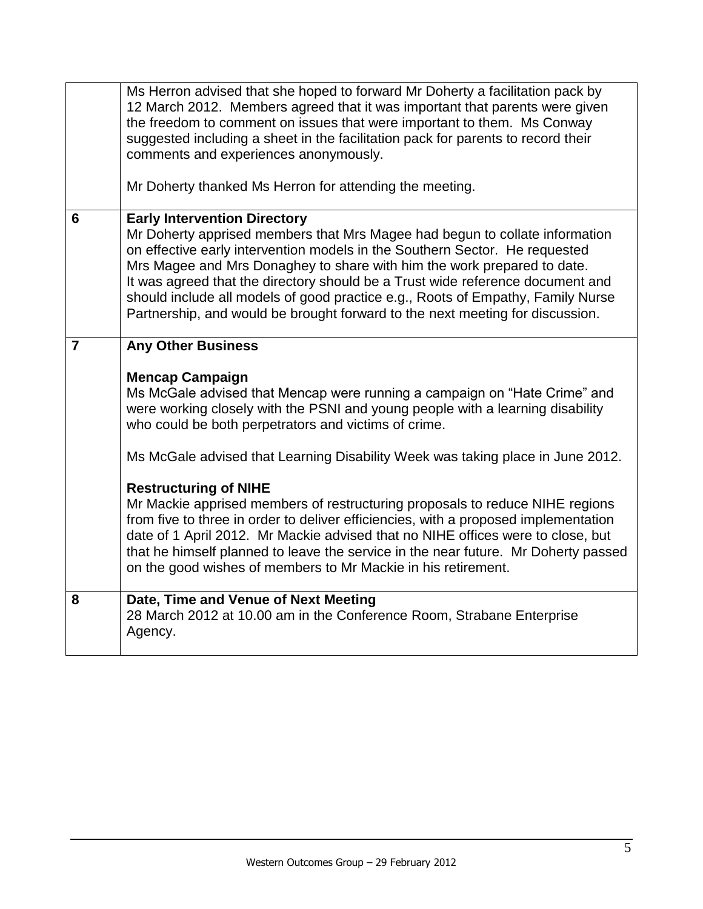| | |
|---|---|
| | Ms Herron advised that she hoped to forward Mr Doherty a facilitation pack by 12 March 2012. Members agreed that it was important that parents were given the freedom to comment on issues that were important to them. Ms Conway suggested including a sheet in the facilitation pack for parents to record their comments and experiences anonymously.<br><br>Mr Doherty thanked Ms Herron for attending the meeting. |
| **6** | **Early Intervention Directory**<br>Mr Doherty apprised members that Mrs Magee had begun to collate information on effective early intervention models in the Southern Sector. He requested Mrs Magee and Mrs Donaghey to share with him the work prepared to date. It was agreed that the directory should be a Trust wide reference document and should include all models of good practice e.g., Roots of Empathy, Family Nurse Partnership, and would be brought forward to the next meeting for discussion. |
| **7** | **Any Other Business**<br><br>**Mencap Campaign**<br>Ms McGale advised that Mencap were running a campaign on "Hate Crime" and were working closely with the PSNI and young people with a learning disability who could be both perpetrators and victims of crime.<br><br>Ms McGale advised that Learning Disability Week was taking place in June 2012.<br><br>**Restructuring of NIHE**<br>Mr Mackie apprised members of restructuring proposals to reduce NIHE regions from five to three in order to deliver efficiencies, with a proposed implementation date of 1 April 2012. Mr Mackie advised that no NIHE offices were to close, but that he himself planned to leave the service in the near future. Mr Doherty passed on the good wishes of members to Mr Mackie in his retirement. |
| **8** | **Date, Time and Venue of Next Meeting**<br>28 March 2012 at 10.00 am in the Conference Room, Strabane Enterprise Agency. |